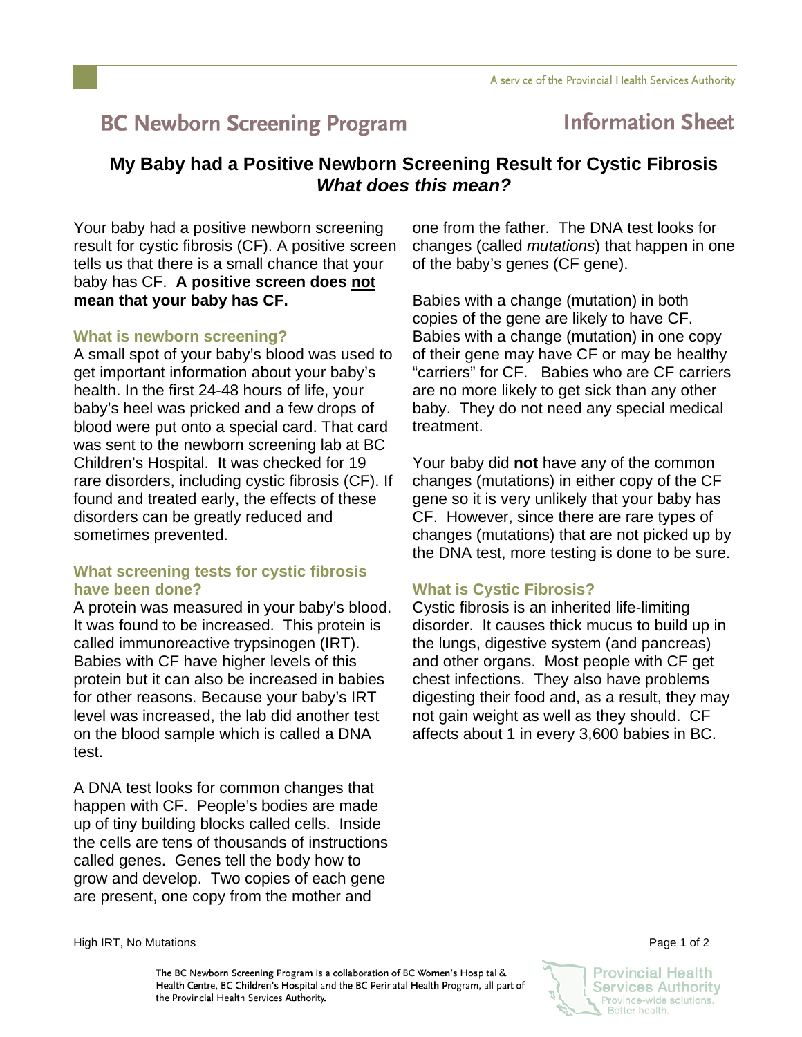A service of the Provincial Health Services Authority

# BC Newborn Screening Program — Information Sheet

## My Baby had a Positive Newborn Screening Result for Cystic Fibrosis *What does this mean?*

Your baby had a positive newborn screening result for cystic fibrosis (CF). A positive screen tells us that there is a small chance that your baby has CF. **A positive screen does not mean that your baby has CF.**

### What is newborn screening?

A small spot of your baby's blood was used to get important information about your baby's health. In the first 24-48 hours of life, your baby's heel was pricked and a few drops of blood were put onto a special card. That card was sent to the newborn screening lab at BC Children's Hospital. It was checked for 19 rare disorders, including cystic fibrosis (CF). If found and treated early, the effects of these disorders can be greatly reduced and sometimes prevented.

### What screening tests for cystic fibrosis have been done?

A protein was measured in your baby's blood. It was found to be increased. This protein is called immunoreactive trypsinogen (IRT). Babies with CF have higher levels of this protein but it can also be increased in babies for other reasons. Because your baby's IRT level was increased, the lab did another test on the blood sample which is called a DNA test.

A DNA test looks for common changes that happen with CF. People's bodies are made up of tiny building blocks called cells. Inside the cells are tens of thousands of instructions called genes. Genes tell the body how to grow and develop. Two copies of each gene are present, one copy from the mother and one from the father. The DNA test looks for changes (called *mutations*) that happen in one of the baby's genes (CF gene).

Babies with a change (mutation) in both copies of the gene are likely to have CF. Babies with a change (mutation) in one copy of their gene may have CF or may be healthy "carriers" for CF. Babies who are CF carriers are no more likely to get sick than any other baby. They do not need any special medical treatment.

Your baby did **not** have any of the common changes (mutations) in either copy of the CF gene so it is very unlikely that your baby has CF. However, since there are rare types of changes (mutations) that are not picked up by the DNA test, more testing is done to be sure.

### What is Cystic Fibrosis?

Cystic fibrosis is an inherited life-limiting disorder. It causes thick mucus to build up in the lungs, digestive system (and pancreas) and other organs. Most people with CF get chest infections. They also have problems digesting their food and, as a result, they may not gain weight as well as they should. CF affects about 1 in every 3,600 babies in BC.

High IRT, No Mutations

The BC Newborn Screening Program is a collaboration of BC Women's Hospital & Health Centre, BC Children's Hospital and the BC Perinatal Health Program, all part of the Provincial Health Services Authority.

Provincial Health Services Authority — Province-wide solutions. Better health.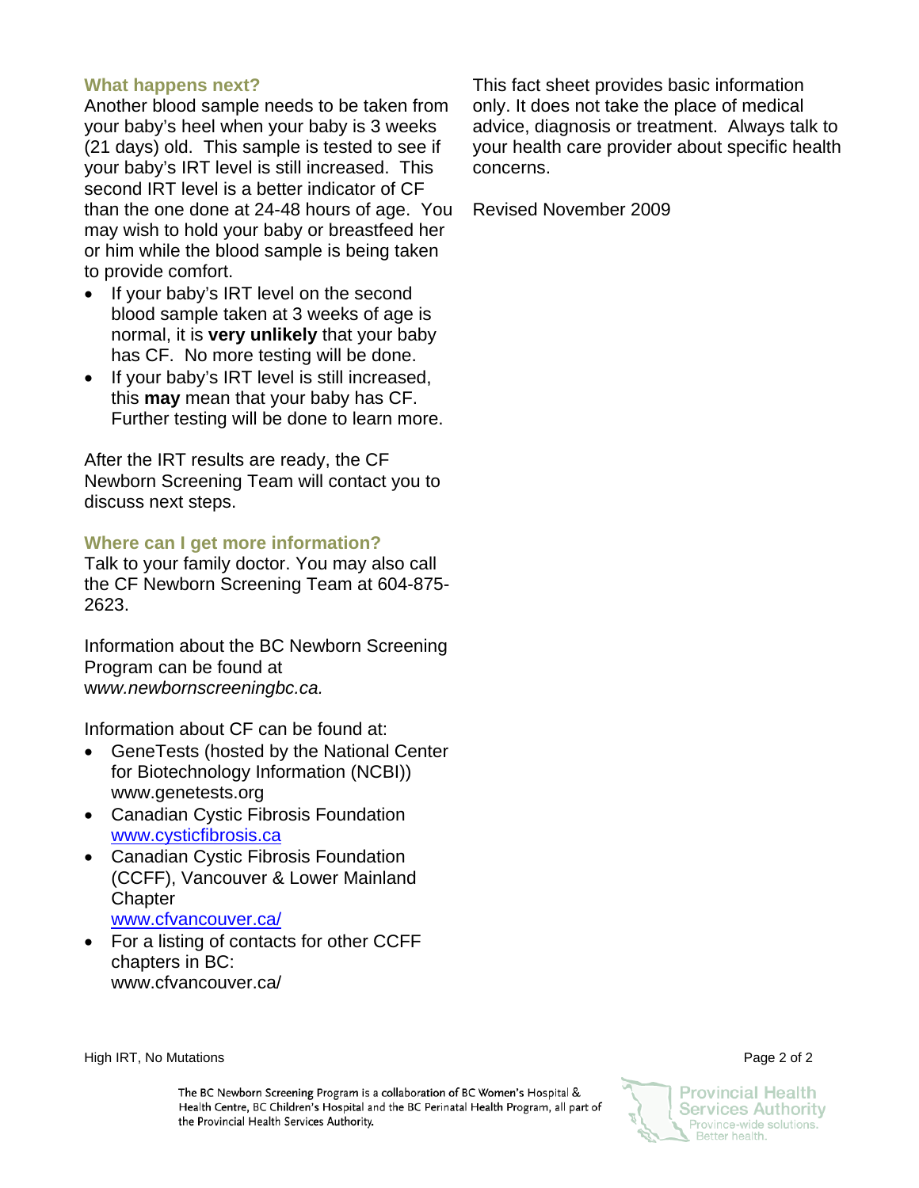## What happens next?

Another blood sample needs to be taken from your baby's heel when your baby is 3 weeks (21 days) old. This sample is tested to see if your baby's IRT level is still increased. This second IRT level is a better indicator of CF than the one done at 24-48 hours of age. You may wish to hold your baby or breastfeed her or him while the blood sample is being taken to provide comfort.

- If your baby's IRT level on the second blood sample taken at 3 weeks of age is normal, it is **very unlikely** that your baby has CF. No more testing will be done.
- If your baby's IRT level is still increased, this **may** mean that your baby has CF. Further testing will be done to learn more.

After the IRT results are ready, the CF Newborn Screening Team will contact you to discuss next steps.

## Where can I get more information?

Talk to your family doctor. You may also call the CF Newborn Screening Team at 604-875-2623.

Information about the BC Newborn Screening Program can be found at *www.newbornscreeningbc.ca.*

Information about CF can be found at:

- GeneTests (hosted by the National Center for Biotechnology Information (NCBI)) www.genetests.org
- Canadian Cystic Fibrosis Foundation [www.cysticfibrosis.ca](www.cysticfibrosis.ca)
- Canadian Cystic Fibrosis Foundation (CCFF), Vancouver & Lower Mainland Chapter [www.cfvancouver.ca/](www.cfvancouver.ca/)
- For a listing of contacts for other CCFF chapters in BC: www.cfvancouver.ca/

This fact sheet provides basic information only. It does not take the place of medical advice, diagnosis or treatment. Always talk to your health care provider about specific health concerns.

Revised November 2009

The BC Newborn Screening Program is a collaboration of BC Women's Hospital & Health Centre, BC Children's Hospital and the BC Perinatal Health Program, all part of the Provincial Health Services Authority.

Provincial Health Services Authority
Province-wide solutions.
Better health.